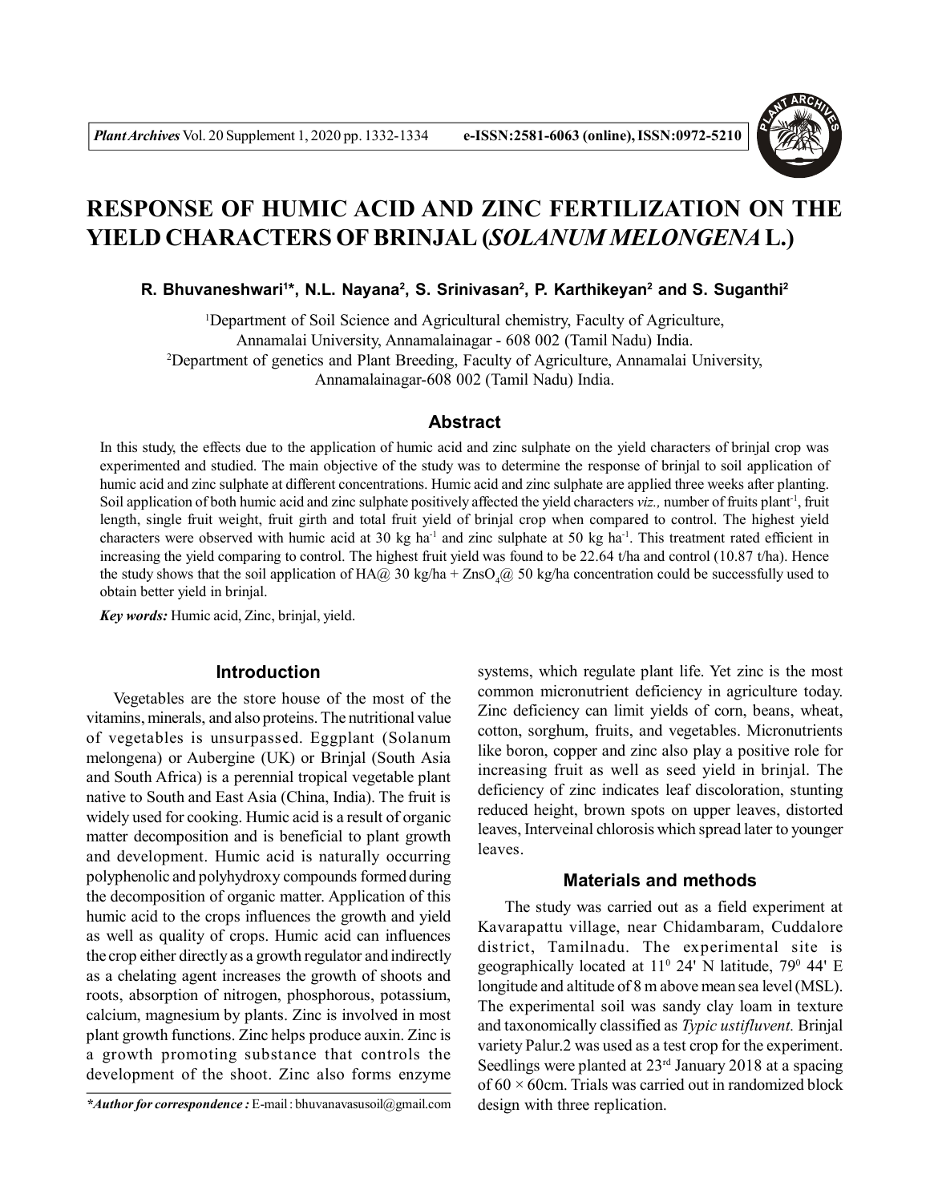# RESPONSE OF HUMIC ACID AND ZINC FERTILIZATION ON THE YIELD CHARACTERS OF BRINJAL (*SOLANUM MELONGENA* L.)

**R. Bhuvaneshwari[1]*, N.L. Nayana[2], S. Srinivasan[2], P. Karthikeyan[2] and S. Suganthi[2]**

[1]Department of Soil Science and Agricultural chemistry, Faculty of Agriculture, Annamalai University, Annamalainagar - 608 002 (Tamil Nadu) India.
[2]Department of genetics and Plant Breeding, Faculty of Agriculture, Annamalai University, Annamalainagar-608 002 (Tamil Nadu) India.

## Abstract

In this study, the effects due to the application of humic acid and zinc sulphate on the yield characters of brinjal crop was experimented and studied. The main objective of the study was to determine the response of brinjal to soil application of humic acid and zinc sulphate at different concentrations. Humic acid and zinc sulphate are applied three weeks after planting. Soil application of both humic acid and zinc sulphate positively affected the yield characters *viz.,* number of fruits plant$^{-1}$, fruit length, single fruit weight, fruit girth and total fruit yield of brinjal crop when compared to control. The highest yield characters were observed with humic acid at 30 kg ha$^{-1}$ and zinc sulphate at 50 kg ha$^{-1}$. This treatment rated efficient in increasing the yield comparing to control. The highest fruit yield was found to be 22.64 t/ha and control (10.87 t/ha). Hence the study shows that the soil application of HA@ 30 kg/ha + $ZnSO_4$@ 50 kg/ha concentration could be successfully used to obtain better yield in brinjal.

***Key words:*** Humic acid, Zinc, brinjal, yield.

## Introduction

Vegetables are the store house of the most of the vitamins, minerals, and also proteins. The nutritional value of vegetables is unsurpassed. Eggplant (Solanum melongena) or Aubergine (UK) or Brinjal (South Asia and South Africa) is a perennial tropical vegetable plant native to South and East Asia (China, India). The fruit is widely used for cooking. Humic acid is a result of organic matter decomposition and is beneficial to plant growth and development. Humic acid is naturally occurring polyphenolic and polyhydroxy compounds formed during the decomposition of organic matter. Application of this humic acid to the crops influences the growth and yield as well as quality of crops. Humic acid can influences the crop either directly as a growth regulator and indirectly as a chelating agent increases the growth of shoots and roots, absorption of nitrogen, phosphorous, potassium, calcium, magnesium by plants. Zinc is involved in most plant growth functions. Zinc helps produce auxin. Zinc is a growth promoting substance that controls the development of the shoot. Zinc also forms enzyme systems, which regulate plant life. Yet zinc is the most common micronutrient deficiency in agriculture today. Zinc deficiency can limit yields of corn, beans, wheat, cotton, sorghum, fruits, and vegetables. Micronutrients like boron, copper and zinc also play a positive role for increasing fruit as well as seed yield in brinjal. The deficiency of zinc indicates leaf discoloration, stunting reduced height, brown spots on upper leaves, distorted leaves, Interveinal chlorosis which spread later to younger leaves.

## Materials and methods

The study was carried out as a field experiment at Kavarapattu village, near Chidambaram, Cuddalore district, Tamilnadu. The experimental site is geographically located at $11^0$ 24' N latitude, $79^0$ 44' E longitude and altitude of 8 m above mean sea level (MSL). The experimental soil was sandy clay loam in texture and taxonomically classified as *Typic ustifluvent.* Brinjal variety Palur.2 was used as a test crop for the experiment. Seedlings were planted at 23rd January 2018 at a spacing of 60 × 60cm. Trials was carried out in randomized block design with three replication.

***Author for correspondence :** E-mail : bhuvanavasusoil@gmail.com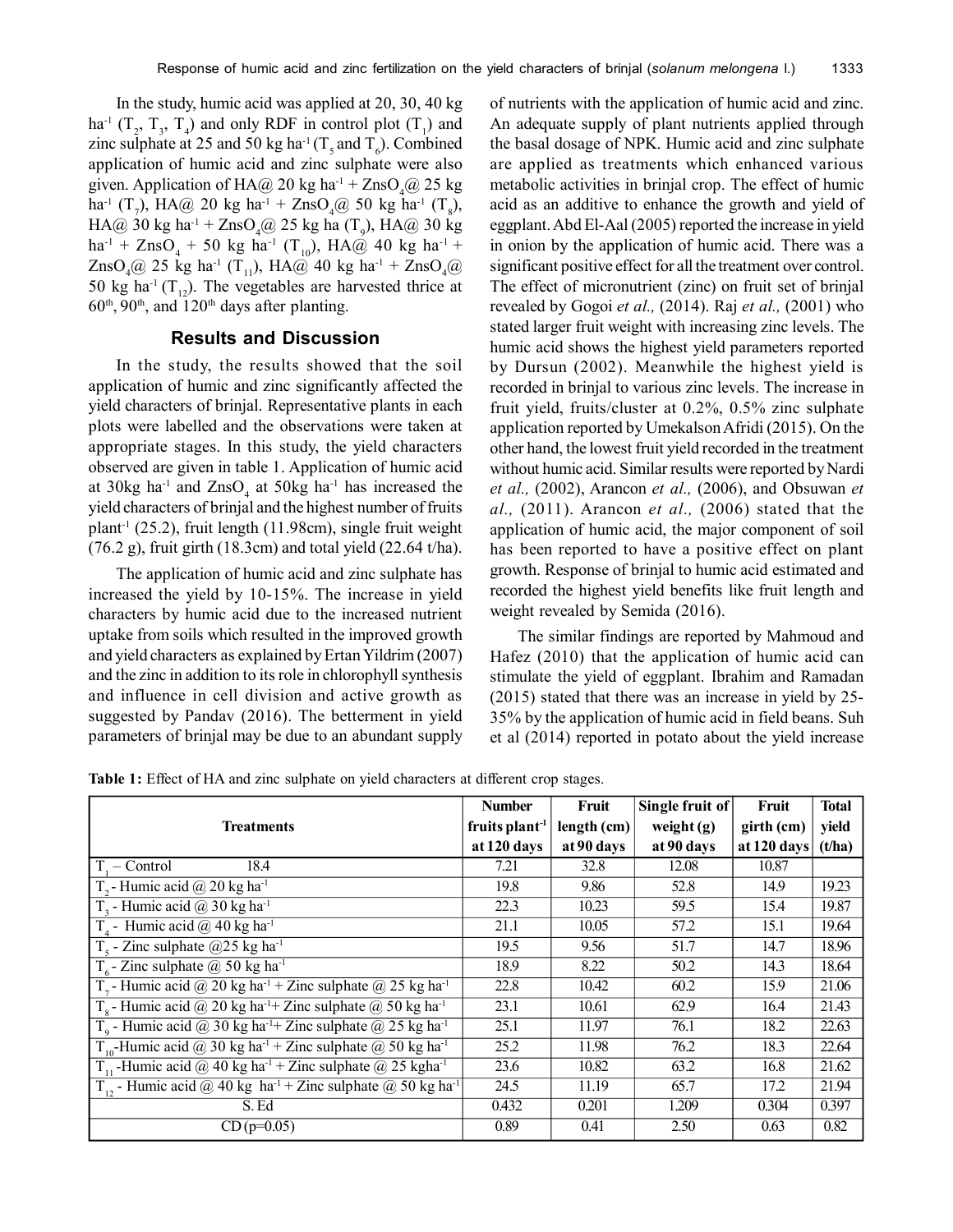In the study, humic acid was applied at 20, 30, 40 kg ha$^{-1}$ ($T_2$, $T_3$, $T_4$) and only RDF in control plot ($T_1$) and zinc sulphate at 25 and 50 kg ha$^{-1}$ ($T_5$ and $T_6$). Combined application of humic acid and zinc sulphate were also given. Application of HA@ 20 kg ha$^{-1}$ + $ZnsO_4$@ 25 kg ha$^{-1}$ ($T_7$), HA@ 20 kg ha$^{-1}$ + $ZnsO_4$@ 50 kg ha$^{-1}$ ($T_8$), HA@ 30 kg ha$^{-1}$ + $ZnsO_4$@ 25 kg ha ($T_9$), HA@ 30 kg ha$^{-1}$ + $ZnsO_4$ + 50 kg ha$^{-1}$ ($T_{10}$), HA@ 40 kg ha$^{-1}$ + $ZnsO_4$@ 25 kg ha$^{-1}$ ($T_{11}$), HA@ 40 kg ha$^{-1}$ + $ZnsO_4$@ 50 kg ha$^{-1}$ ($T_{12}$). The vegetables are harvested thrice at 60$^{th}$, 90$^{th}$, and 120$^{th}$ days after planting.

## Results and Discussion

In the study, the results showed that the soil application of humic and zinc significantly affected the yield characters of brinjal. Representative plants in each plots were labelled and the observations were taken at appropriate stages. In this study, the yield characters observed are given in table 1. Application of humic acid at 30kg ha$^{-1}$ and $ZnsO_4$ at 50kg ha$^{-1}$ has increased the yield characters of brinjal and the highest number of fruits plant$^{-1}$ (25.2), fruit length (11.98cm), single fruit weight (76.2 g), fruit girth (18.3cm) and total yield (22.64 t/ha).

The application of humic acid and zinc sulphate has increased the yield by 10-15%. The increase in yield characters by humic acid due to the increased nutrient uptake from soils which resulted in the improved growth and yield characters as explained by Ertan Yildrim (2007) and the zinc in addition to its role in chlorophyll synthesis and influence in cell division and active growth as suggested by Pandav (2016). The betterment in yield parameters of brinjal may be due to an abundant supply of nutrients with the application of humic acid and zinc. An adequate supply of plant nutrients applied through the basal dosage of NPK. Humic acid and zinc sulphate are applied as treatments which enhanced various metabolic activities in brinjal crop. The effect of humic acid as an additive to enhance the growth and yield of eggplant. Abd El-Aal (2005) reported the increase in yield in onion by the application of humic acid. There was a significant positive effect for all the treatment over control. The effect of micronutrient (zinc) on fruit set of brinjal revealed by Gogoi *et al.,* (2014). Raj *et al.,* (2001) who stated larger fruit weight with increasing zinc levels. The humic acid shows the highest yield parameters reported by Dursun (2002). Meanwhile the highest yield is recorded in brinjal to various zinc levels. The increase in fruit yield, fruits/cluster at 0.2%, 0.5% zinc sulphate application reported by Umekalson Afridi (2015). On the other hand, the lowest fruit yield recorded in the treatment without humic acid. Similar results were reported by Nardi *et al.,* (2002), Arancon *et al.,* (2006), and Obsuwan *et al.,* (2011). Arancon *et al.,* (2006) stated that the application of humic acid, the major component of soil has been reported to have a positive effect on plant growth. Response of brinjal to humic acid estimated and recorded the highest yield benefits like fruit length and weight revealed by Semida (2016).

The similar findings are reported by Mahmoud and Hafez (2010) that the application of humic acid can stimulate the yield of eggplant. Ibrahim and Ramadan (2015) stated that there was an increase in yield by 25-35% by the application of humic acid in field beans. Suh et al (2014) reported in potato about the yield increase

**Table 1:** Effect of HA and zinc sulphate on yield characters at different crop stages.

| Treatments | Number fruits plant$^{-1}$ at 120 days | Fruit length (cm) at 90 days | Single fruit of weight (g) at 90 days | Fruit girth (cm) at 120 days | Total yield (t/ha) |
|---|---|---|---|---|---|
| $T_1$ – Control 18.4 | 7.21 | 32.8 | 12.08 | 10.87 | |
| $T_2$ - Humic acid @ 20 kg ha$^{-1}$ | 19.8 | 9.86 | 52.8 | 14.9 | 19.23 |
| $T_3$ - Humic acid @ 30 kg ha$^{-1}$ | 22.3 | 10.23 | 59.5 | 15.4 | 19.87 |
| $T_4$ - Humic acid @ 40 kg ha$^{-1}$ | 21.1 | 10.05 | 57.2 | 15.1 | 19.64 |
| $T_5$ - Zinc sulphate @25 kg ha$^{-1}$ | 19.5 | 9.56 | 51.7 | 14.7 | 18.96 |
| $T_6$ - Zinc sulphate @ 50 kg ha$^{-1}$ | 18.9 | 8.22 | 50.2 | 14.3 | 18.64 |
| $T_7$ - Humic acid @ 20 kg ha$^{-1}$ + Zinc sulphate @ 25 kg ha$^{-1}$ | 22.8 | 10.42 | 60.2 | 15.9 | 21.06 |
| $T_8$ - Humic acid @ 20 kg ha$^{-1}$+ Zinc sulphate @ 50 kg ha$^{-1}$ | 23.1 | 10.61 | 62.9 | 16.4 | 21.43 |
| $T_9$ - Humic acid @ 30 kg ha$^{-1}$+ Zinc sulphate @ 25 kg ha$^{-1}$ | 25.1 | 11.97 | 76.1 | 18.2 | 22.63 |
| $T_{10}$-Humic acid @ 30 kg ha$^{-1}$ + Zinc sulphate @ 50 kg ha$^{-1}$ | 25.2 | 11.98 | 76.2 | 18.3 | 22.64 |
| $T_{11}$ -Humic acid @ 40 kg ha$^{-1}$ + Zinc sulphate @ 25 kgha$^{-1}$ | 23.6 | 10.82 | 63.2 | 16.8 | 21.62 |
| $T_{12}$ - Humic acid @ 40 kg ha$^{-1}$ + Zinc sulphate @ 50 kg ha$^{-1}$ | 24.5 | 11.19 | 65.7 | 17.2 | 21.94 |
| S. Ed | 0.432 | 0.201 | 1.209 | 0.304 | 0.397 |
| CD (p=0.05) | 0.89 | 0.41 | 2.50 | 0.63 | 0.82 |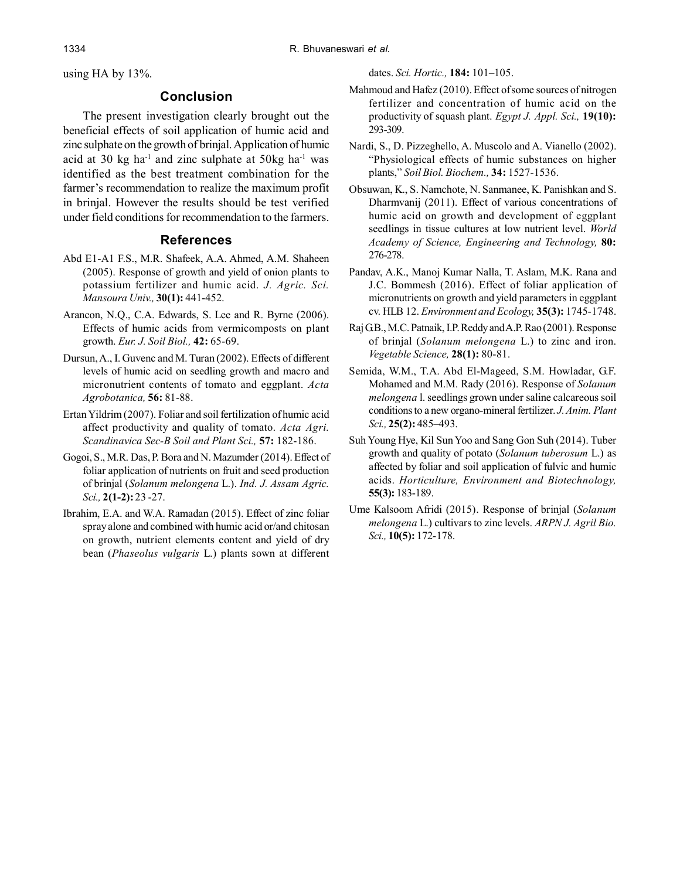using HA by 13%.

## Conclusion

The present investigation clearly brought out the beneficial effects of soil application of humic acid and zinc sulphate on the growth of brinjal. Application of humic acid at 30 kg ha$^{-1}$ and zinc sulphate at 50kg ha$^{-1}$ was identified as the best treatment combination for the farmer's recommendation to realize the maximum profit in brinjal. However the results should be test verified under field conditions for recommendation to the farmers.

## References

Abd E1-A1 F.S., M.R. Shafeek, A.A. Ahmed, A.M. Shaheen (2005). Response of growth and yield of onion plants to potassium fertilizer and humic acid. *J. Agric. Sci. Mansoura Univ.,* **30(1):** 441-452.

Arancon, N.Q., C.A. Edwards, S. Lee and R. Byrne (2006). Effects of humic acids from vermicomposts on plant growth. *Eur. J. Soil Biol.,* **42:** 65-69.

Dursun, A., I. Guvenc and M. Turan (2002). Effects of different levels of humic acid on seedling growth and macro and micronutrient contents of tomato and eggplant. *Acta Agrobotanica,* **56:** 81-88.

Ertan Yildrim (2007). Foliar and soil fertilization of humic acid affect productivity and quality of tomato. *Acta Agri. Scandinavica Sec-B Soil and Plant Sci.,* **57:** 182-186.

Gogoi, S., M.R. Das, P. Bora and N. Mazumder (2014). Effect of foliar application of nutrients on fruit and seed production of brinjal (*Solanum melongena* L.). *Ind. J. Assam Agric. Sci.,* **2(1-2):** 23 -27.

Ibrahim, E.A. and W.A. Ramadan (2015). Effect of zinc foliar spray alone and combined with humic acid or/and chitosan on growth, nutrient elements content and yield of dry bean (*Phaseolus vulgaris* L.) plants sown at different dates. *Sci. Hortic.,* **184:** 101–105.

Mahmoud and Hafez (2010). Effect of some sources of nitrogen fertilizer and concentration of humic acid on the productivity of squash plant. *Egypt J. Appl. Sci.,* **19(10):** 293-309.

Nardi, S., D. Pizzeghello, A. Muscolo and A. Vianello (2002). "Physiological effects of humic substances on higher plants," *Soil Biol. Biochem.,* **34:** 1527-1536.

Obsuwan, K., S. Namchote, N. Sanmanee, K. Panishkan and S. Dharmvanij (2011). Effect of various concentrations of humic acid on growth and development of eggplant seedlings in tissue cultures at low nutrient level. *World Academy of Science, Engineering and Technology,* **80:** 276-278.

Pandav, A.K., Manoj Kumar Nalla, T. Aslam, M.K. Rana and J.C. Bommesh (2016). Effect of foliar application of micronutrients on growth and yield parameters in eggplant cv. HLB 12. *Environment and Ecology,* **35(3):** 1745-1748.

Raj G.B., M.C. Patnaik, I.P. Reddy and A.P. Rao (2001). Response of brinjal (*Solanum melongena* L.) to zinc and iron. *Vegetable Science,* **28(1):** 80-81.

Semida, W.M., T.A. Abd El-Mageed, S.M. Howladar, G.F. Mohamed and M.M. Rady (2016). Response of *Solanum melongena* l. seedlings grown under saline calcareous soil conditions to a new organo-mineral fertilizer. *J. Anim. Plant Sci.,* **25(2):** 485–493.

Suh Young Hye, Kil Sun Yoo and Sang Gon Suh (2014). Tuber growth and quality of potato (*Solanum tuberosum* L.) as affected by foliar and soil application of fulvic and humic acids. *Horticulture, Environment and Biotechnology,* **55(3):** 183-189.

Ume Kalsoom Afridi (2015). Response of brinjal (*Solanum melongena* L.) cultivars to zinc levels. *ARPN J. Agril Bio. Sci.,* **10(5):** 172-178.